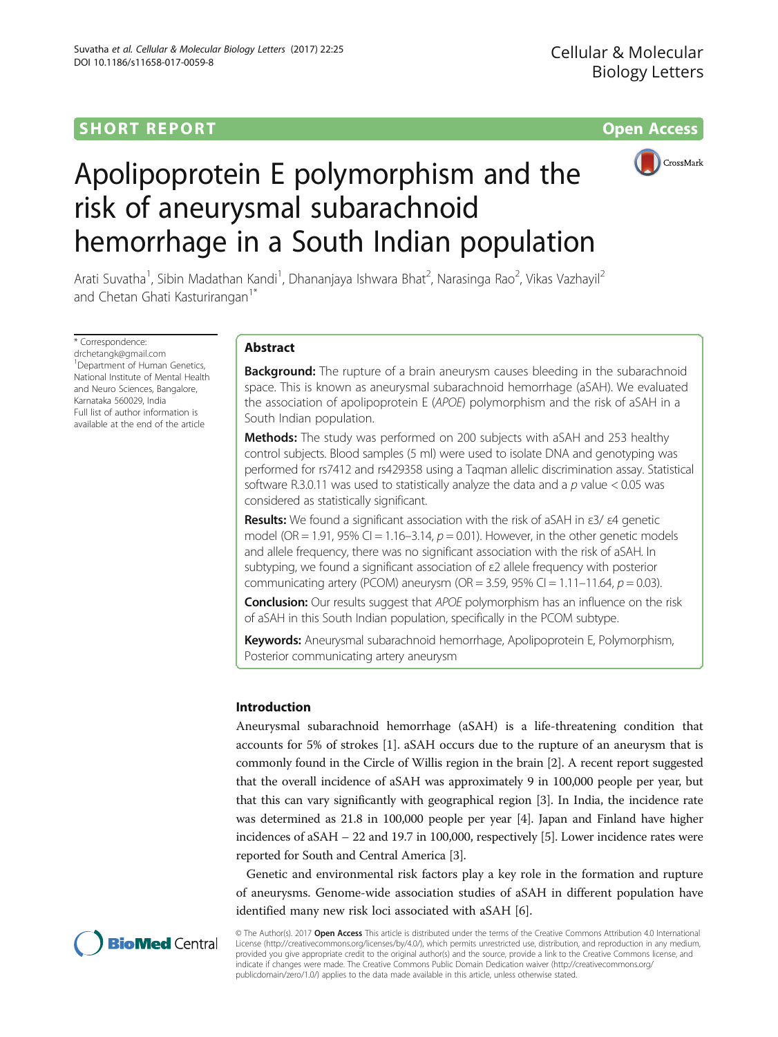SHORT REPORT

Open Access

# Apolipoprotein E polymorphism and the risk of aneurysmal subarachnoid hemorrhage in a South Indian population

Arati Suvatha[1], Sibin Madathan Kandi[1], Dhananjaya Ishwara Bhat[2], Narasinga Rao[2], Vikas Vazhayil[2] and Chetan Ghati Kasturirangan[1*]

\* Correspondence: drchetangk@gmail.com
[1]Department of Human Genetics, National Institute of Mental Health and Neuro Sciences, Bangalore, Karnataka 560029, India
Full list of author information is available at the end of the article

## Abstract

**Background:** The rupture of a brain aneurysm causes bleeding in the subarachnoid space. This is known as aneurysmal subarachnoid hemorrhage (aSAH). We evaluated the association of apolipoprotein E (*APOE*) polymorphism and the risk of aSAH in a South Indian population.

**Methods:** The study was performed on 200 subjects with aSAH and 253 healthy control subjects. Blood samples (5 ml) were used to isolate DNA and genotyping was performed for rs7412 and rs429358 using a Taqman allelic discrimination assay. Statistical software R.3.0.11 was used to statistically analyze the data and a $p$ value < 0.05 was considered as statistically significant.

**Results:** We found a significant association with the risk of aSAH in ε3/ ε4 genetic model (OR = 1.91, 95% CI = 1.16–3.14, $p = 0.01$). However, in the other genetic models and allele frequency, there was no significant association with the risk of aSAH. In subtyping, we found a significant association of ε2 allele frequency with posterior communicating artery (PCOM) aneurysm (OR = 3.59, 95% CI = 1.11–11.64, $p = 0.03$).

**Conclusion:** Our results suggest that *APOE* polymorphism has an influence on the risk of aSAH in this South Indian population, specifically in the PCOM subtype.

**Keywords:** Aneurysmal subarachnoid hemorrhage, Apolipoprotein E, Polymorphism, Posterior communicating artery aneurysm

## Introduction

Aneurysmal subarachnoid hemorrhage (aSAH) is a life-threatening condition that accounts for 5% of strokes [1]. aSAH occurs due to the rupture of an aneurysm that is commonly found in the Circle of Willis region in the brain [2]. A recent report suggested that the overall incidence of aSAH was approximately 9 in 100,000 people per year, but that this can vary significantly with geographical region [3]. In India, the incidence rate was determined as 21.8 in 100,000 people per year [4]. Japan and Finland have higher incidences of aSAH – 22 and 19.7 in 100,000, respectively [5]. Lower incidence rates were reported for South and Central America [3].

Genetic and environmental risk factors play a key role in the formation and rupture of aneurysms. Genome-wide association studies of aSAH in different population have identified many new risk loci associated with aSAH [6].

© The Author(s). 2017 **Open Access** This article is distributed under the terms of the Creative Commons Attribution 4.0 International License (http://creativecommons.org/licenses/by/4.0/), which permits unrestricted use, distribution, and reproduction in any medium, provided you give appropriate credit to the original author(s) and the source, provide a link to the Creative Commons license, and indicate if changes were made. The Creative Commons Public Domain Dedication waiver (http://creativecommons.org/publicdomain/zero/1.0/) applies to the data made available in this article, unless otherwise stated.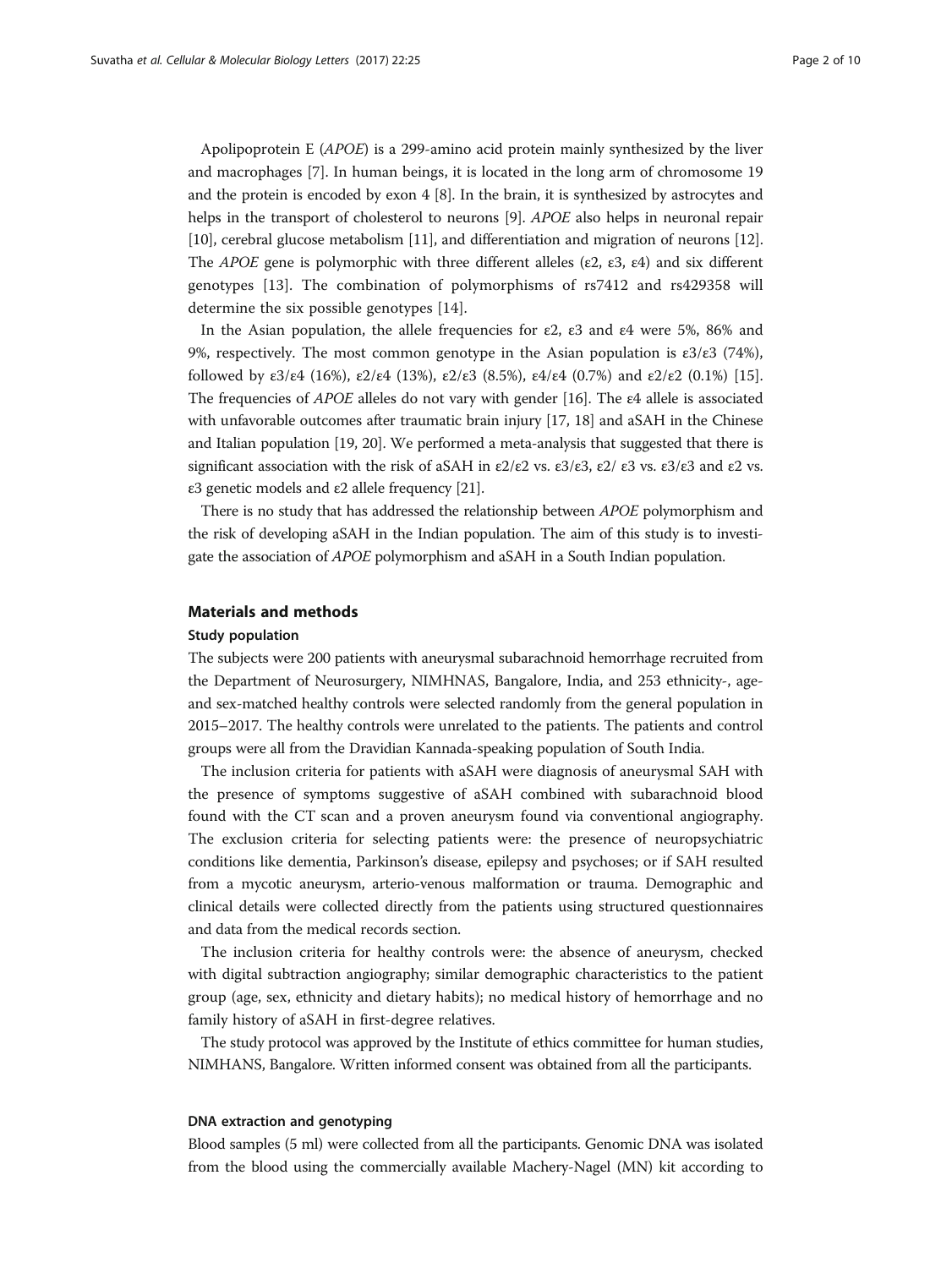Apolipoprotein E (*APOE*) is a 299-amino acid protein mainly synthesized by the liver and macrophages [7]. In human beings, it is located in the long arm of chromosome 19 and the protein is encoded by exon 4 [8]. In the brain, it is synthesized by astrocytes and helps in the transport of cholesterol to neurons [9]. *APOE* also helps in neuronal repair [10], cerebral glucose metabolism [11], and differentiation and migration of neurons [12]. The *APOE* gene is polymorphic with three different alleles (ε2, ε3, ε4) and six different genotypes [13]. The combination of polymorphisms of rs7412 and rs429358 will determine the six possible genotypes [14].

In the Asian population, the allele frequencies for ε2, ε3 and ε4 were 5%, 86% and 9%, respectively. The most common genotype in the Asian population is ε3/ε3 (74%), followed by ε3/ε4 (16%), ε2/ε4 (13%), ε2/ε3 (8.5%), ε4/ε4 (0.7%) and ε2/ε2 (0.1%) [15]. The frequencies of *APOE* alleles do not vary with gender [16]. The ε4 allele is associated with unfavorable outcomes after traumatic brain injury [17, 18] and aSAH in the Chinese and Italian population [19, 20]. We performed a meta-analysis that suggested that there is significant association with the risk of aSAH in ε2/ε2 vs. ε3/ε3, ε2/ ε3 vs. ε3/ε3 and ε2 vs. ε3 genetic models and ε2 allele frequency [21].

There is no study that has addressed the relationship between *APOE* polymorphism and the risk of developing aSAH in the Indian population. The aim of this study is to investigate the association of *APOE* polymorphism and aSAH in a South Indian population.

## Materials and methods

### Study population

The subjects were 200 patients with aneurysmal subarachnoid hemorrhage recruited from the Department of Neurosurgery, NIMHNAS, Bangalore, India, and 253 ethnicity-, age- and sex-matched healthy controls were selected randomly from the general population in 2015–2017. The healthy controls were unrelated to the patients. The patients and control groups were all from the Dravidian Kannada-speaking population of South India.

The inclusion criteria for patients with aSAH were diagnosis of aneurysmal SAH with the presence of symptoms suggestive of aSAH combined with subarachnoid blood found with the CT scan and a proven aneurysm found via conventional angiography. The exclusion criteria for selecting patients were: the presence of neuropsychiatric conditions like dementia, Parkinson's disease, epilepsy and psychoses; or if SAH resulted from a mycotic aneurysm, arterio-venous malformation or trauma. Demographic and clinical details were collected directly from the patients using structured questionnaires and data from the medical records section.

The inclusion criteria for healthy controls were: the absence of aneurysm, checked with digital subtraction angiography; similar demographic characteristics to the patient group (age, sex, ethnicity and dietary habits); no medical history of hemorrhage and no family history of aSAH in first-degree relatives.

The study protocol was approved by the Institute of ethics committee for human studies, NIMHANS, Bangalore. Written informed consent was obtained from all the participants.

### DNA extraction and genotyping

Blood samples (5 ml) were collected from all the participants. Genomic DNA was isolated from the blood using the commercially available Machery-Nagel (MN) kit according to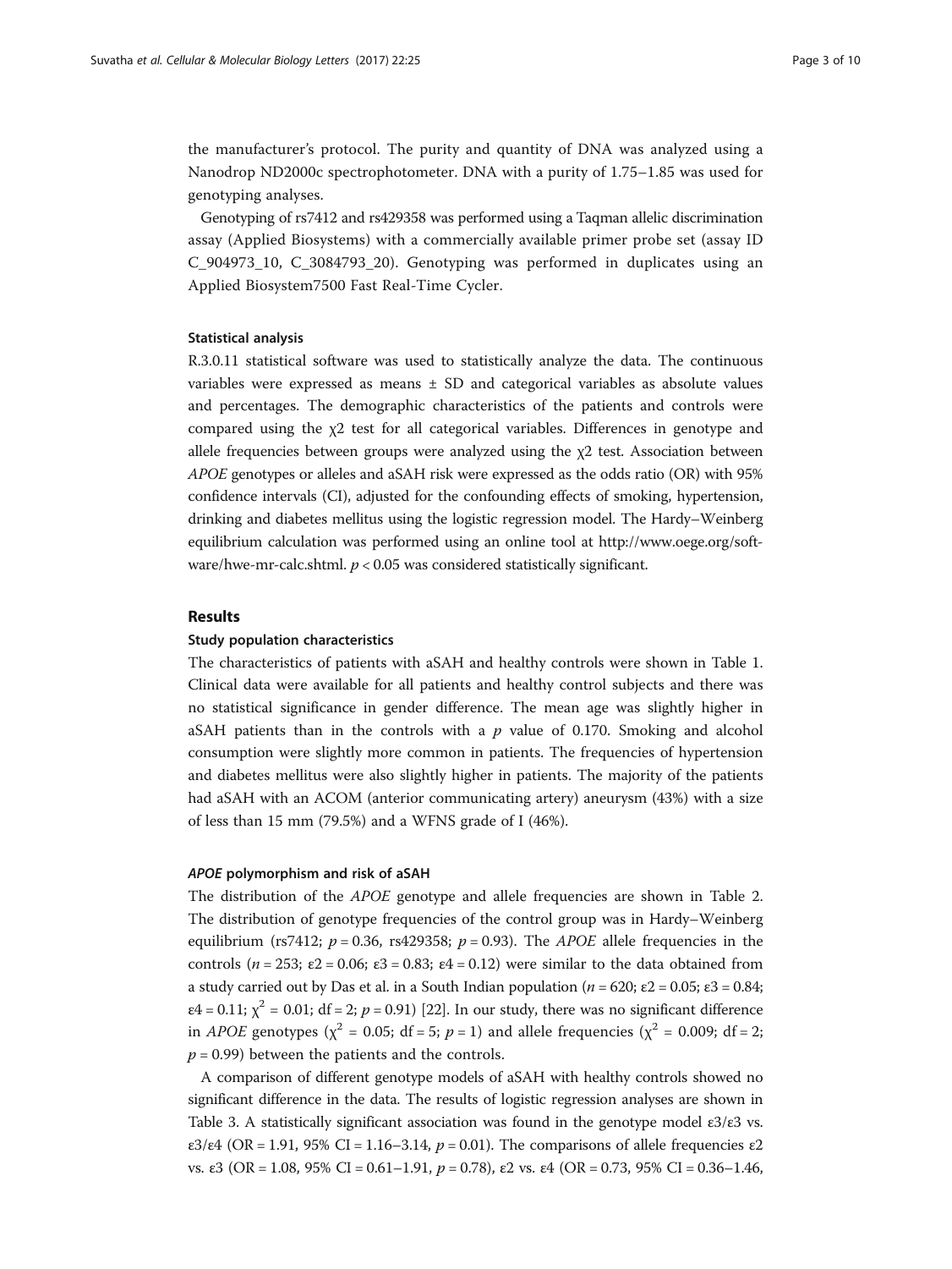the manufacturer's protocol. The purity and quantity of DNA was analyzed using a Nanodrop ND2000c spectrophotometer. DNA with a purity of 1.75–1.85 was used for genotyping analyses.

Genotyping of rs7412 and rs429358 was performed using a Taqman allelic discrimination assay (Applied Biosystems) with a commercially available primer probe set (assay ID C_904973_10, C_3084793_20). Genotyping was performed in duplicates using an Applied Biosystem7500 Fast Real-Time Cycler.

#### Statistical analysis

R.3.0.11 statistical software was used to statistically analyze the data. The continuous variables were expressed as means ± SD and categorical variables as absolute values and percentages. The demographic characteristics of the patients and controls were compared using the $\chi 2$ test for all categorical variables. Differences in genotype and allele frequencies between groups were analyzed using the $\chi 2$ test. Association between *APOE* genotypes or alleles and aSAH risk were expressed as the odds ratio (OR) with 95% confidence intervals (CI), adjusted for the confounding effects of smoking, hypertension, drinking and diabetes mellitus using the logistic regression model. The Hardy–Weinberg equilibrium calculation was performed using an online tool at http://www.oege.org/software/hwe-mr-calc.shtml. $p < 0.05$ was considered statistically significant.

## Results

#### Study population characteristics

The characteristics of patients with aSAH and healthy controls were shown in Table 1. Clinical data were available for all patients and healthy control subjects and there was no statistical significance in gender difference. The mean age was slightly higher in aSAH patients than in the controls with a $p$ value of 0.170. Smoking and alcohol consumption were slightly more common in patients. The frequencies of hypertension and diabetes mellitus were also slightly higher in patients. The majority of the patients had aSAH with an ACOM (anterior communicating artery) aneurysm (43%) with a size of less than 15 mm (79.5%) and a WFNS grade of I (46%).

#### *APOE* polymorphism and risk of aSAH

The distribution of the *APOE* genotype and allele frequencies are shown in Table 2. The distribution of genotype frequencies of the control group was in Hardy–Weinberg equilibrium (rs7412; $p = 0.36$, rs429358; $p = 0.93$). The *APOE* allele frequencies in the controls ($n = 253$; $\varepsilon2 = 0.06$; $\varepsilon3 = 0.83$; $\varepsilon4 = 0.12$) were similar to the data obtained from a study carried out by Das et al. in a South Indian population ($n = 620$; $\varepsilon2 = 0.05$; $\varepsilon3 = 0.84$; $\varepsilon4 = 0.11$; $\chi^2 = 0.01$; df = 2; $p = 0.91$) [22]. In our study, there was no significant difference in *APOE* genotypes ($\chi^2 = 0.05$; df = 5; $p = 1$) and allele frequencies ($\chi^2 = 0.009$; df = 2; $p = 0.99$) between the patients and the controls.

A comparison of different genotype models of aSAH with healthy controls showed no significant difference in the data. The results of logistic regression analyses are shown in Table 3. A statistically significant association was found in the genotype model $\varepsilon3/\varepsilon3$ vs. $\varepsilon3/\varepsilon4$ (OR = 1.91, 95% CI = 1.16–3.14, $p = 0.01$). The comparisons of allele frequencies $\varepsilon2$ vs. $\varepsilon3$ (OR = 1.08, 95% CI = 0.61–1.91, $p = 0.78$), $\varepsilon2$ vs. $\varepsilon4$ (OR = 0.73, 95% CI = 0.36–1.46,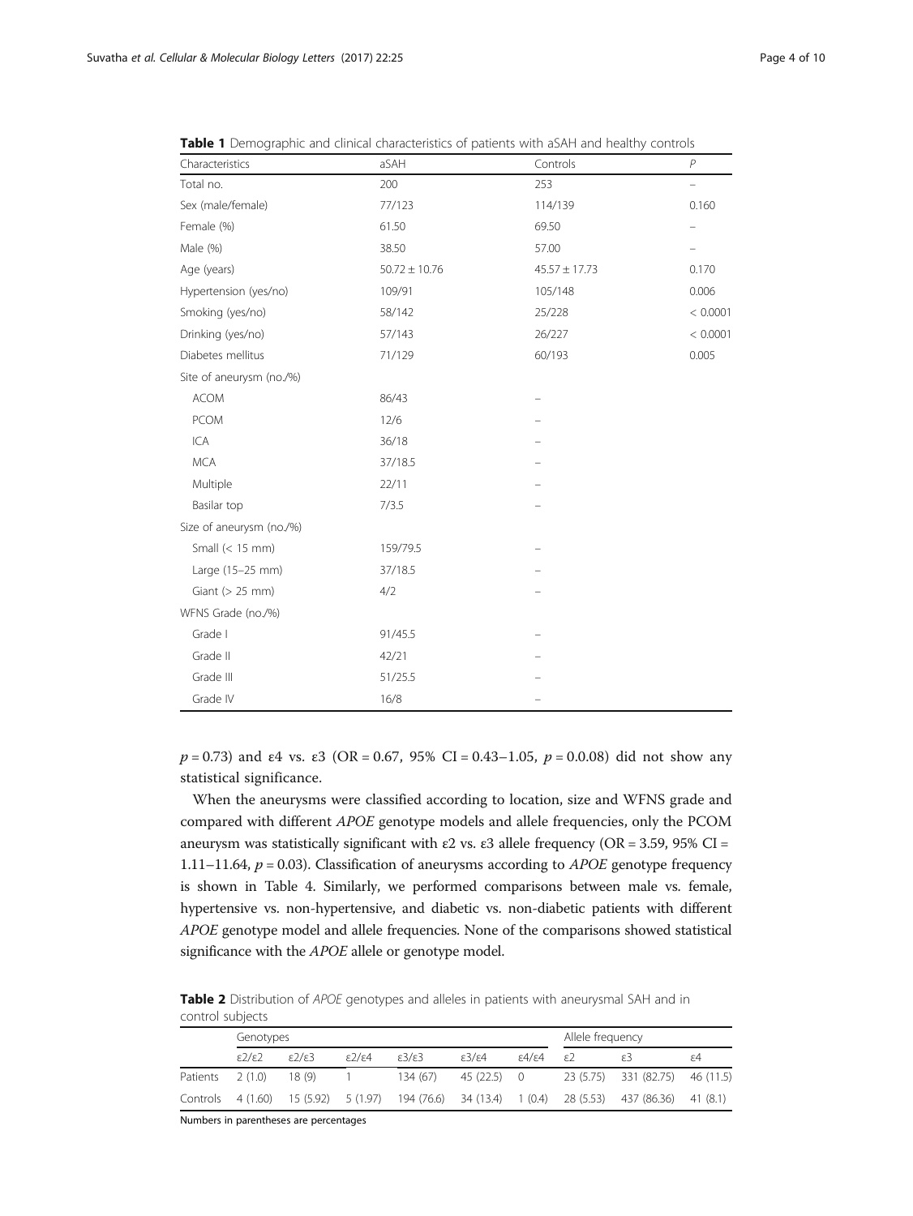**Table 1** Demographic and clinical characteristics of patients with aSAH and healthy controls

| Characteristics | aSAH | Controls | *P* |
|---|---|---|---|
| Total no. | 200 | 253 | – |
| Sex (male/female) | 77/123 | 114/139 | 0.160 |
| Female (%) | 61.50 | 69.50 | – |
| Male (%) | 38.50 | 57.00 | – |
| Age (years) | 50.72 ± 10.76 | 45.57 ± 17.73 | 0.170 |
| Hypertension (yes/no) | 109/91 | 105/148 | 0.006 |
| Smoking (yes/no) | 58/142 | 25/228 | < 0.0001 |
| Drinking (yes/no) | 57/143 | 26/227 | < 0.0001 |
| Diabetes mellitus | 71/129 | 60/193 | 0.005 |
| Site of aneurysm (no./%) | | | |
| ACOM | 86/43 | – | |
| PCOM | 12/6 | – | |
| ICA | 36/18 | – | |
| MCA | 37/18.5 | – | |
| Multiple | 22/11 | – | |
| Basilar top | 7/3.5 | – | |
| Size of aneurysm (no./%) | | | |
| Small (< 15 mm) | 159/79.5 | – | |
| Large (15–25 mm) | 37/18.5 | – | |
| Giant (> 25 mm) | 4/2 | – | |
| WFNS Grade (no./%) | | | |
| Grade I | 91/45.5 | – | |
| Grade II | 42/21 | – | |
| Grade III | 51/25.5 | – | |
| Grade IV | 16/8 | – | |

$p = 0.73$) and ε4 vs. ε3 (OR = 0.67, 95% CI = 0.43–1.05, $p = 0.0.08$) did not show any statistical significance.

When the aneurysms were classified according to location, size and WFNS grade and compared with different *APOE* genotype models and allele frequencies, only the PCOM aneurysm was statistically significant with ε2 vs. ε3 allele frequency (OR = 3.59, 95% CI = 1.11–11.64, $p = 0.03$). Classification of aneurysms according to *APOE* genotype frequency is shown in Table 4. Similarly, we performed comparisons between male vs. female, hypertensive vs. non-hypertensive, and diabetic vs. non-diabetic patients with different *APOE* genotype model and allele frequencies. None of the comparisons showed statistical significance with the *APOE* allele or genotype model.

**Table 2** Distribution of *APOE* genotypes and alleles in patients with aneurysmal SAH and in control subjects

| | Genotypes | | | | | | Allele frequency | | |
|---|---|---|---|---|---|---|---|---|---|
| | ε2/ε2 | ε2/ε3 | ε2/ε4 | ε3/ε3 | ε3/ε4 | ε4/ε4 | ε2 | ε3 | ε4 |
| Patients | 2 (1.0) | 18 (9) | 1 | 134 (67) | 45 (22.5) | 0 | 23 (5.75) | 331 (82.75) | 46 (11.5) |
| Controls | 4 (1.60) | 15 (5.92) | 5 (1.97) | 194 (76.6) | 34 (13.4) | 1 (0.4) | 28 (5.53) | 437 (86.36) | 41 (8.1) |

Numbers in parentheses are percentages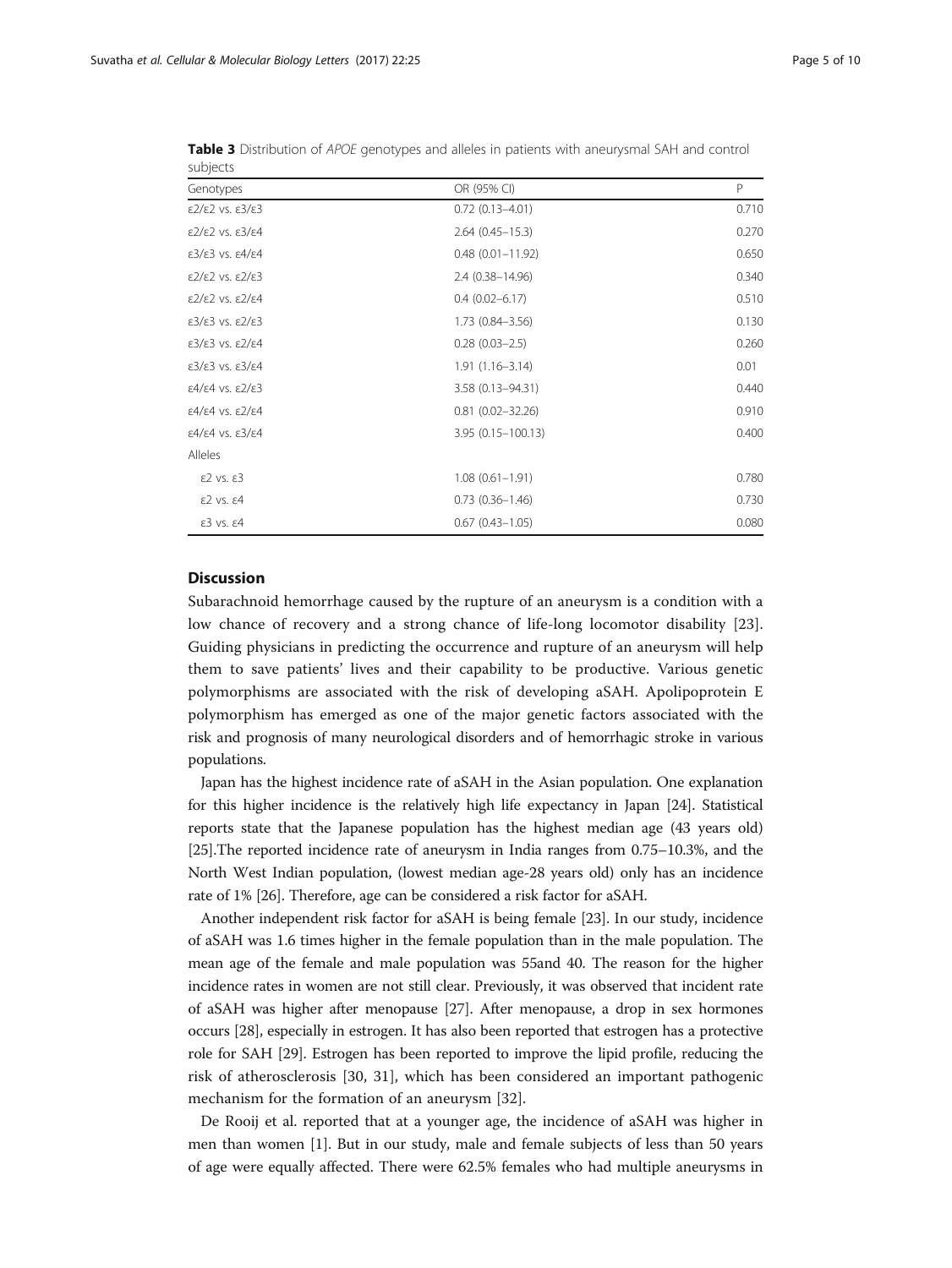**Table 3** Distribution of *APOE* genotypes and alleles in patients with aneurysmal SAH and control subjects

| Genotypes | OR (95% CI) | P |
|---|---|---|
| ε2/ε2 vs. ε3/ε3 | 0.72 (0.13–4.01) | 0.710 |
| ε2/ε2 vs. ε3/ε4 | 2.64 (0.45–15.3) | 0.270 |
| ε3/ε3 vs. ε4/ε4 | 0.48 (0.01–11.92) | 0.650 |
| ε2/ε2 vs. ε2/ε3 | 2.4 (0.38–14.96) | 0.340 |
| ε2/ε2 vs. ε2/ε4 | 0.4 (0.02–6.17) | 0.510 |
| ε3/ε3 vs. ε2/ε3 | 1.73 (0.84–3.56) | 0.130 |
| ε3/ε3 vs. ε2/ε4 | 0.28 (0.03–2.5) | 0.260 |
| ε3/ε3 vs. ε3/ε4 | 1.91 (1.16–3.14) | 0.01 |
| ε4/ε4 vs. ε2/ε3 | 3.58 (0.13–94.31) | 0.440 |
| ε4/ε4 vs. ε2/ε4 | 0.81 (0.02–32.26) | 0.910 |
| ε4/ε4 vs. ε3/ε4 | 3.95 (0.15–100.13) | 0.400 |
| Alleles | | |
| ε2 vs. ε3 | 1.08 (0.61–1.91) | 0.780 |
| ε2 vs. ε4 | 0.73 (0.36–1.46) | 0.730 |
| ε3 vs. ε4 | 0.67 (0.43–1.05) | 0.080 |

## Discussion

Subarachnoid hemorrhage caused by the rupture of an aneurysm is a condition with a low chance of recovery and a strong chance of life-long locomotor disability [23]. Guiding physicians in predicting the occurrence and rupture of an aneurysm will help them to save patients' lives and their capability to be productive. Various genetic polymorphisms are associated with the risk of developing aSAH. Apolipoprotein E polymorphism has emerged as one of the major genetic factors associated with the risk and prognosis of many neurological disorders and of hemorrhagic stroke in various populations.

Japan has the highest incidence rate of aSAH in the Asian population. One explanation for this higher incidence is the relatively high life expectancy in Japan [24]. Statistical reports state that the Japanese population has the highest median age (43 years old) [25].The reported incidence rate of aneurysm in India ranges from 0.75–10.3%, and the North West Indian population, (lowest median age-28 years old) only has an incidence rate of 1% [26]. Therefore, age can be considered a risk factor for aSAH.

Another independent risk factor for aSAH is being female [23]. In our study, incidence of aSAH was 1.6 times higher in the female population than in the male population. The mean age of the female and male population was 55and 40. The reason for the higher incidence rates in women are not still clear. Previously, it was observed that incident rate of aSAH was higher after menopause [27]. After menopause, a drop in sex hormones occurs [28], especially in estrogen. It has also been reported that estrogen has a protective role for SAH [29]. Estrogen has been reported to improve the lipid profile, reducing the risk of atherosclerosis [30, 31], which has been considered an important pathogenic mechanism for the formation of an aneurysm [32].

De Rooij et al. reported that at a younger age, the incidence of aSAH was higher in men than women [1]. But in our study, male and female subjects of less than 50 years of age were equally affected. There were 62.5% females who had multiple aneurysms in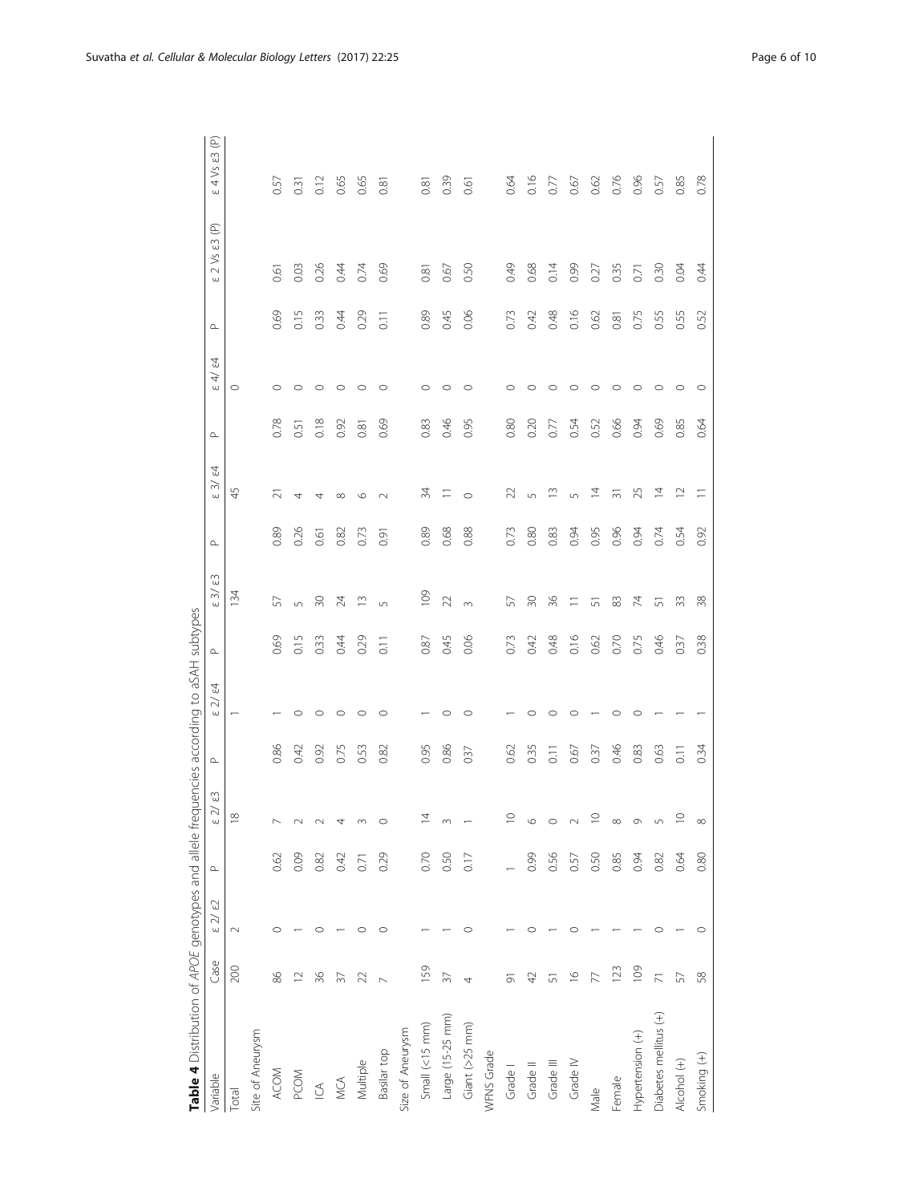**Table 4** Distribution of *APOE* genotypes and allele frequencies according to aSAH subtypes

| Variable | Case | ε 2/ ε2 | P | ε 2/ ε3 | P | ε 2/ ε4 | P | ε 3/ ε3 | P | ε 3/ ε4 | P | ε 4/ ε4 | P | ε 2 Vs ε3 (P) | ε 4 Vs ε3 (P) |
|---|---|---|---|---|---|---|---|---|---|---|---|---|---|---|---|
| Total | 200 | 2 | | 18 | | 1 | | 134 | | 45 | | 0 | | | |
| Site of Aneurysm | | | | | | | | | | | | | | | |
| ACOM | 86 | 0 | 0.62 | 7 | 0.86 | 1 | 0.69 | 57 | 0.89 | 21 | 0.78 | 0 | 0.69 | 0.61 | 0.57 |
| PCOM | 12 | 1 | 0.09 | 2 | 0.42 | 0 | 0.15 | 5 | 0.26 | 4 | 0.51 | 0 | 0.15 | 0.03 | 0.31 |
| ICA | 36 | 0 | 0.82 | 2 | 0.92 | 0 | 0.33 | 30 | 0.61 | 4 | 0.18 | 0 | 0.33 | 0.26 | 0.12 |
| MCA | 37 | 1 | 0.42 | 4 | 0.75 | 0 | 0.44 | 24 | 0.82 | 8 | 0.92 | 0 | 0.44 | 0.44 | 0.65 |
| Multiple | 22 | 0 | 0.71 | 3 | 0.53 | 0 | 0.29 | 13 | 0.73 | 6 | 0.81 | 0 | 0.29 | 0.74 | 0.65 |
| Basilar top | 7 | 0 | 0.29 | 0 | 0.82 | 0 | 0.11 | 5 | 0.91 | 2 | 0.69 | 0 | 0.11 | 0.69 | 0.81 |
| Size of Aneurysm | | | | | | | | | | | | | | | |
| Small (<15 mm) | 159 | 1 | 0.70 | 14 | 0.95 | 1 | 0.87 | 109 | 0.89 | 34 | 0.83 | 0 | 0.89 | 0.81 | 0.81 |
| Large (15-25 mm) | 37 | 1 | 0.50 | 3 | 0.86 | 0 | 0.45 | 22 | 0.68 | 11 | 0.46 | 0 | 0.45 | 0.67 | 0.39 |
| Giant (>25 mm) | 4 | 0 | 0.17 | 1 | 037 | 0 | 0.06 | 3 | 0.88 | 0 | 0.95 | 0 | 0.06 | 0.50 | 0.61 |
| WFNS Grade | | | | | | | | | | | | | | | |
| Grade I | 91 | 1 | 1 | 10 | 0.62 | 1 | 0.73 | 57 | 0.73 | 22 | 0.80 | 0 | 0.73 | 0.49 | 0.64 |
| Grade II | 42 | 0 | 0.99 | 6 | 0.35 | 0 | 0.42 | 30 | 0.80 | 5 | 0.20 | 0 | 0.42 | 0.68 | 0.16 |
| Grade III | 51 | 1 | 0.56 | 0 | 0.11 | 0 | 0.48 | 36 | 0.83 | 13 | 0.77 | 0 | 0.48 | 0.14 | 0.77 |
| Grade IV | 16 | 0 | 0.57 | 2 | 0.67 | 0 | 0.16 | 11 | 0.94 | 5 | 0.54 | 0 | 0.16 | 0.99 | 0.67 |
| Male | 77 | 1 | 0.50 | 10 | 0.37 | 1 | 0.62 | 51 | 0.95 | 14 | 0.52 | 0 | 0.62 | 0.27 | 0.62 |
| Female | 123 | 1 | 0.85 | 8 | 0.46 | 0 | 0.70 | 83 | 0.96 | 31 | 0.66 | 0 | 0.81 | 0.35 | 0.76 |
| Hypertension (+) | 109 | 1 | 0.94 | 9 | 0.83 | 0 | 0.75 | 74 | 0.94 | 25 | 0.94 | 0 | 0.75 | 0.71 | 0.96 |
| Diabetes mellitus (+) | 71 | 0 | 0.82 | 5 | 0.63 | 1 | 0.46 | 51 | 0.74 | 14 | 0.69 | 0 | 0.55 | 0.30 | 0.57 |
| Alcohol (+) | 57 | 1 | 0.64 | 10 | 0.11 | 1 | 0.37 | 33 | 0.54 | 12 | 0.85 | 0 | 0.55 | 0.04 | 0.85 |
| Smoking (+) | 58 | 0 | 0.80 | 8 | 0.34 | 1 | 0.38 | 38 | 0.92 | 11 | 0.64 | 0 | 0.52 | 0.44 | 0.78 |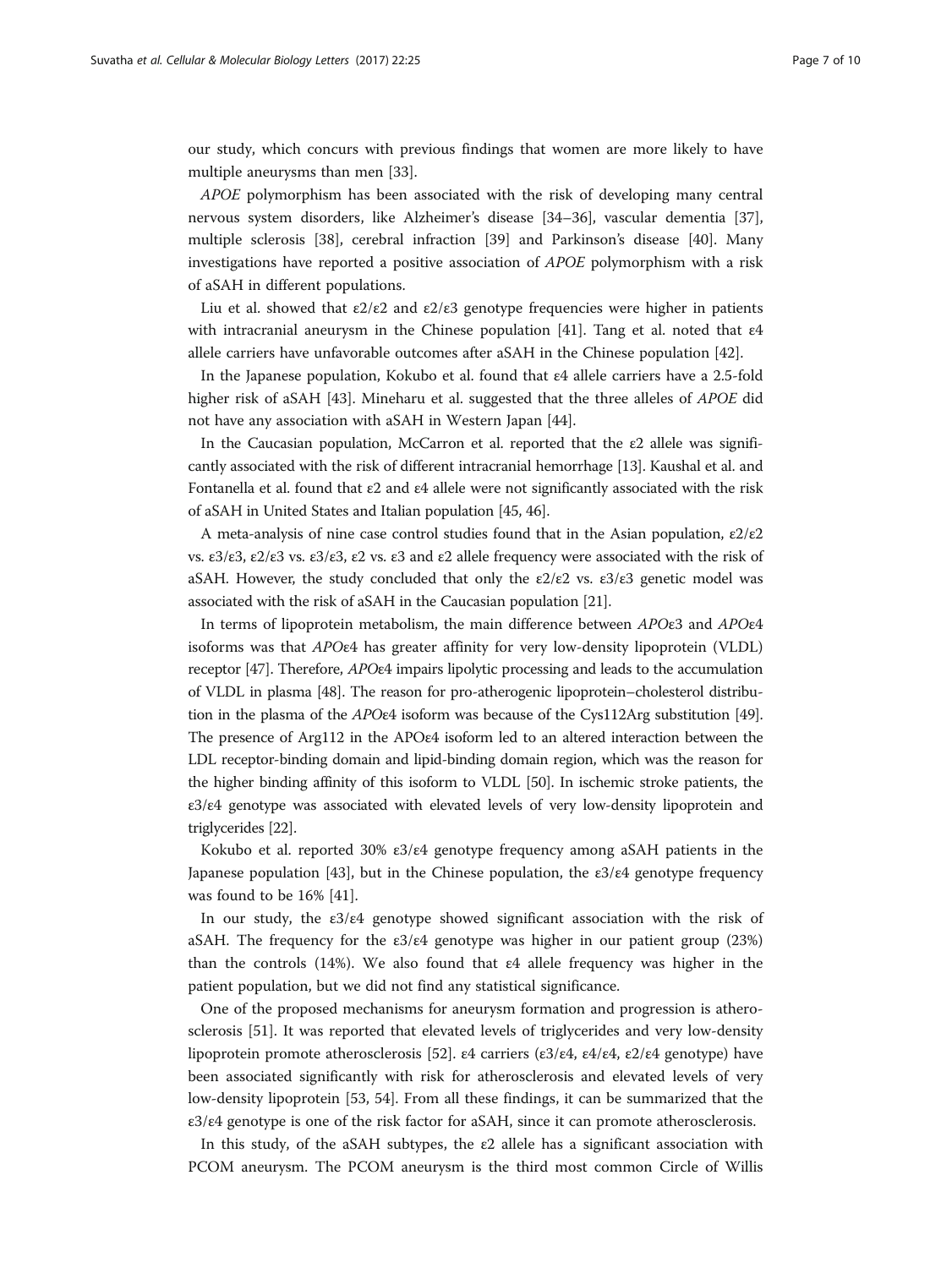our study, which concurs with previous findings that women are more likely to have multiple aneurysms than men [33].

*APOE* polymorphism has been associated with the risk of developing many central nervous system disorders, like Alzheimer's disease [34–36], vascular dementia [37], multiple sclerosis [38], cerebral infraction [39] and Parkinson's disease [40]. Many investigations have reported a positive association of *APOE* polymorphism with a risk of aSAH in different populations.

Liu et al. showed that ε2/ε2 and ε2/ε3 genotype frequencies were higher in patients with intracranial aneurysm in the Chinese population [41]. Tang et al. noted that ε4 allele carriers have unfavorable outcomes after aSAH in the Chinese population [42].

In the Japanese population, Kokubo et al. found that ε4 allele carriers have a 2.5-fold higher risk of aSAH [43]. Mineharu et al. suggested that the three alleles of *APOE* did not have any association with aSAH in Western Japan [44].

In the Caucasian population, McCarron et al. reported that the ε2 allele was significantly associated with the risk of different intracranial hemorrhage [13]. Kaushal et al. and Fontanella et al. found that ε2 and ε4 allele were not significantly associated with the risk of aSAH in United States and Italian population [45, 46].

A meta-analysis of nine case control studies found that in the Asian population, ε2/ε2 vs. ε3/ε3, ε2/ε3 vs. ε3/ε3, ε2 vs. ε3 and ε2 allele frequency were associated with the risk of aSAH. However, the study concluded that only the ε2/ε2 vs. ε3/ε3 genetic model was associated with the risk of aSAH in the Caucasian population [21].

In terms of lipoprotein metabolism, the main difference between *APO*ε3 and *APO*ε4 isoforms was that *APO*ε4 has greater affinity for very low-density lipoprotein (VLDL) receptor [47]. Therefore, *APO*ε4 impairs lipolytic processing and leads to the accumulation of VLDL in plasma [48]. The reason for pro-atherogenic lipoprotein–cholesterol distribution in the plasma of the *APO*ε4 isoform was because of the Cys112Arg substitution [49]. The presence of Arg112 in the APOε4 isoform led to an altered interaction between the LDL receptor-binding domain and lipid-binding domain region, which was the reason for the higher binding affinity of this isoform to VLDL [50]. In ischemic stroke patients, the ε3/ε4 genotype was associated with elevated levels of very low-density lipoprotein and triglycerides [22].

Kokubo et al. reported 30% ε3/ε4 genotype frequency among aSAH patients in the Japanese population [43], but in the Chinese population, the ε3/ε4 genotype frequency was found to be 16% [41].

In our study, the ε3/ε4 genotype showed significant association with the risk of aSAH. The frequency for the ε3/ε4 genotype was higher in our patient group (23%) than the controls (14%). We also found that ε4 allele frequency was higher in the patient population, but we did not find any statistical significance.

One of the proposed mechanisms for aneurysm formation and progression is atherosclerosis [51]. It was reported that elevated levels of triglycerides and very low-density lipoprotein promote atherosclerosis [52]. ε4 carriers (ε3/ε4, ε4/ε4, ε2/ε4 genotype) have been associated significantly with risk for atherosclerosis and elevated levels of very low-density lipoprotein [53, 54]. From all these findings, it can be summarized that the ε3/ε4 genotype is one of the risk factor for aSAH, since it can promote atherosclerosis.

In this study, of the aSAH subtypes, the ε2 allele has a significant association with PCOM aneurysm. The PCOM aneurysm is the third most common Circle of Willis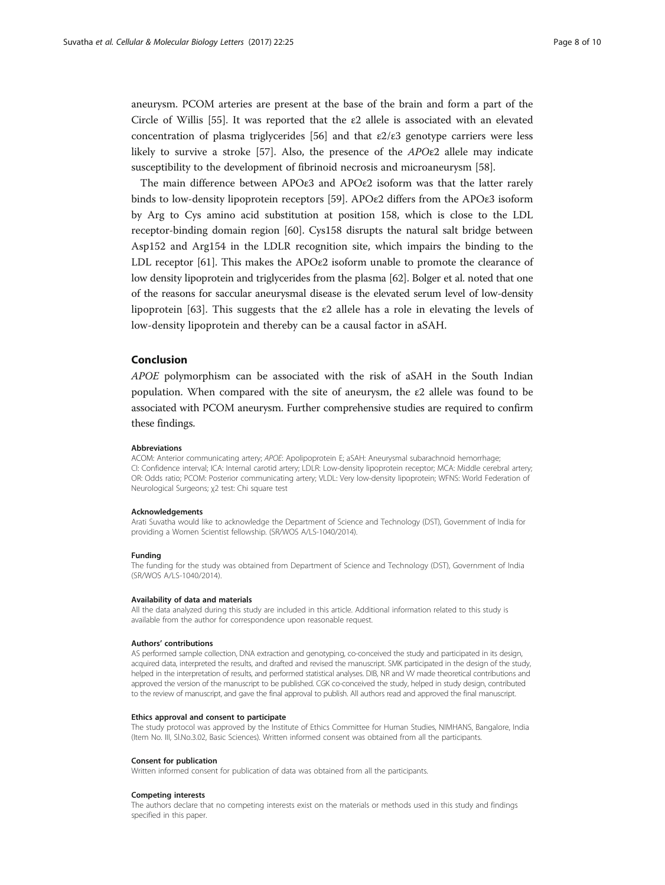aneurysm. PCOM arteries are present at the base of the brain and form a part of the Circle of Willis [55]. It was reported that the ε2 allele is associated with an elevated concentration of plasma triglycerides [56] and that ε2/ε3 genotype carriers were less likely to survive a stroke [57]. Also, the presence of the *APO*ε2 allele may indicate susceptibility to the development of fibrinoid necrosis and microaneurysm [58].

The main difference between APOε3 and APOε2 isoform was that the latter rarely binds to low-density lipoprotein receptors [59]. APOε2 differs from the APOε3 isoform by Arg to Cys amino acid substitution at position 158, which is close to the LDL receptor-binding domain region [60]. Cys158 disrupts the natural salt bridge between Asp152 and Arg154 in the LDLR recognition site, which impairs the binding to the LDL receptor [61]. This makes the APOε2 isoform unable to promote the clearance of low density lipoprotein and triglycerides from the plasma [62]. Bolger et al. noted that one of the reasons for saccular aneurysmal disease is the elevated serum level of low-density lipoprotein [63]. This suggests that the ε2 allele has a role in elevating the levels of low-density lipoprotein and thereby can be a causal factor in aSAH.

## Conclusion

*APOE* polymorphism can be associated with the risk of aSAH in the South Indian population. When compared with the site of aneurysm, the ε2 allele was found to be associated with PCOM aneurysm. Further comprehensive studies are required to confirm these findings.

#### Abbreviations

ACOM: Anterior communicating artery; *APOE*: Apolipoprotein E; aSAH: Aneurysmal subarachnoid hemorrhage; CI: Confidence interval; ICA: Internal carotid artery; LDLR: Low-density lipoprotein receptor; MCA: Middle cerebral artery; OR: Odds ratio; PCOM: Posterior communicating artery; VLDL: Very low-density lipoprotein; WFNS: World Federation of Neurological Surgeons; $\chi^2$ test: Chi square test

#### Acknowledgements

Arati Suvatha would like to acknowledge the Department of Science and Technology (DST), Government of India for providing a Women Scientist fellowship. (SR/WOS A/LS-1040/2014).

#### Funding

The funding for the study was obtained from Department of Science and Technology (DST), Government of India (SR/WOS A/LS-1040/2014).

#### Availability of data and materials

All the data analyzed during this study are included in this article. Additional information related to this study is available from the author for correspondence upon reasonable request.

#### Authors' contributions

AS performed sample collection, DNA extraction and genotyping, co-conceived the study and participated in its design, acquired data, interpreted the results, and drafted and revised the manuscript. SMK participated in the design of the study, helped in the interpretation of results, and performed statistical analyses. DIB, NR and VV made theoretical contributions and approved the version of the manuscript to be published. CGK co-conceived the study, helped in study design, contributed to the review of manuscript, and gave the final approval to publish. All authors read and approved the final manuscript.

#### Ethics approval and consent to participate

The study protocol was approved by the Institute of Ethics Committee for Human Studies, NIMHANS, Bangalore, India (Item No. III, Sl.No.3.02, Basic Sciences). Written informed consent was obtained from all the participants.

#### Consent for publication

Written informed consent for publication of data was obtained from all the participants.

#### Competing interests

The authors declare that no competing interests exist on the materials or methods used in this study and findings specified in this paper.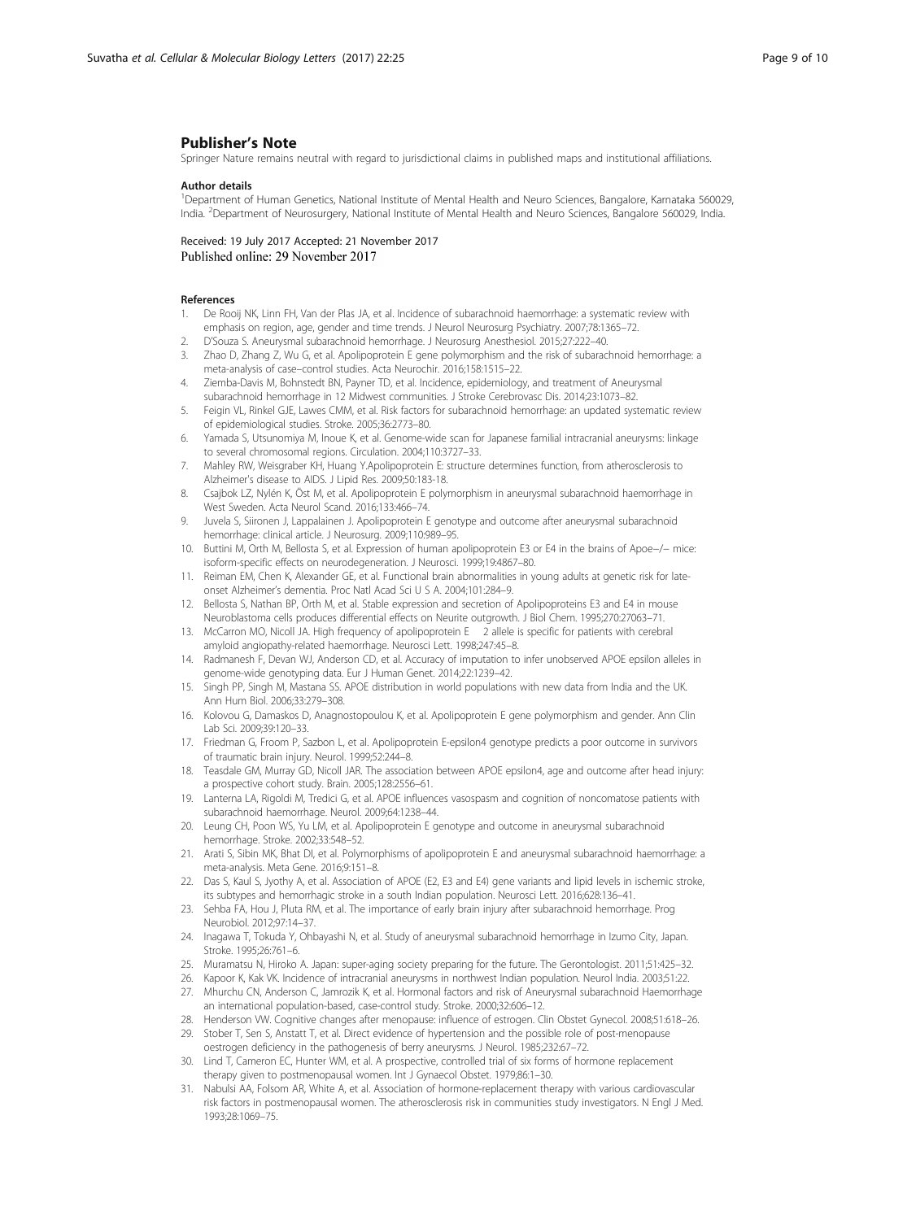## Publisher's Note

Springer Nature remains neutral with regard to jurisdictional claims in published maps and institutional affiliations.

### Author details

[1]Department of Human Genetics, National Institute of Mental Health and Neuro Sciences, Bangalore, Karnataka 560029, India. [2]Department of Neurosurgery, National Institute of Mental Health and Neuro Sciences, Bangalore 560029, India.

Received: 19 July 2017 Accepted: 21 November 2017
Published online: 29 November 2017

### References

1. De Rooij NK, Linn FH, Van der Plas JA, et al. Incidence of subarachnoid haemorrhage: a systematic review with emphasis on region, age, gender and time trends. J Neurol Neurosurg Psychiatry. 2007;78:1365–72.
2. D'Souza S. Aneurysmal subarachnoid hemorrhage. J Neurosurg Anesthesiol. 2015;27:222–40.
3. Zhao D, Zhang Z, Wu G, et al. Apolipoprotein E gene polymorphism and the risk of subarachnoid hemorrhage: a meta-analysis of case–control studies. Acta Neurochir. 2016;158:1515–22.
4. Ziemba-Davis M, Bohnstedt BN, Payner TD, et al. Incidence, epidemiology, and treatment of Aneurysmal subarachnoid hemorrhage in 12 Midwest communities. J Stroke Cerebrovasc Dis. 2014;23:1073–82.
5. Feigin VL, Rinkel GJE, Lawes CMM, et al. Risk factors for subarachnoid hemorrhage: an updated systematic review of epidemiological studies. Stroke. 2005;36:2773–80.
6. Yamada S, Utsunomiya M, Inoue K, et al. Genome-wide scan for Japanese familial intracranial aneurysms: linkage to several chromosomal regions. Circulation. 2004;110:3727–33.
7. Mahley RW, Weisgraber KH, Huang Y.Apolipoprotein E: structure determines function, from atherosclerosis to Alzheimer's disease to AIDS. J Lipid Res. 2009;50:183-18.
8. Csajbok LZ, Nylén K, Öst M, et al. Apolipoprotein E polymorphism in aneurysmal subarachnoid haemorrhage in West Sweden. Acta Neurol Scand. 2016;133:466–74.
9. Juvela S, Siironen J, Lappalainen J. Apolipoprotein E genotype and outcome after aneurysmal subarachnoid hemorrhage: clinical article. J Neurosurg. 2009;110:989–95.
10. Buttini M, Orth M, Bellosta S, et al. Expression of human apolipoprotein E3 or E4 in the brains of Apoe−/− mice: isoform-specific effects on neurodegeneration. J Neurosci. 1999;19:4867–80.
11. Reiman EM, Chen K, Alexander GE, et al. Functional brain abnormalities in young adults at genetic risk for late-onset Alzheimer's dementia. Proc Natl Acad Sci U S A. 2004;101:284–9.
12. Bellosta S, Nathan BP, Orth M, et al. Stable expression and secretion of Apolipoproteins E3 and E4 in mouse Neuroblastoma cells produces differential effects on Neurite outgrowth. J Biol Chem. 1995;270:27063–71.
13. McCarron MO, Nicoll JA. High frequency of apolipoprotein E 2 allele is specific for patients with cerebral amyloid angiopathy-related haemorrhage. Neurosci Lett. 1998;247:45–8.
14. Radmanesh F, Devan WJ, Anderson CD, et al. Accuracy of imputation to infer unobserved APOE epsilon alleles in genome-wide genotyping data. Eur J Human Genet. 2014;22:1239–42.
15. Singh PP, Singh M, Mastana SS. APOE distribution in world populations with new data from India and the UK. Ann Hum Biol. 2006;33:279–308.
16. Kolovou G, Damaskos D, Anagnostopoulou K, et al. Apolipoprotein E gene polymorphism and gender. Ann Clin Lab Sci. 2009;39:120–33.
17. Friedman G, Froom P, Sazbon L, et al. Apolipoprotein E-epsilon4 genotype predicts a poor outcome in survivors of traumatic brain injury. Neurol. 1999;52:244–8.
18. Teasdale GM, Murray GD, Nicoll JAR. The association between APOE epsilon4, age and outcome after head injury: a prospective cohort study. Brain. 2005;128:2556–61.
19. Lanterna LA, Rigoldi M, Tredici G, et al. APOE influences vasospasm and cognition of noncomatose patients with subarachnoid haemorrhage. Neurol. 2009;64:1238–44.
20. Leung CH, Poon WS, Yu LM, et al. Apolipoprotein E genotype and outcome in aneurysmal subarachnoid hemorrhage. Stroke. 2002;33:548–52.
21. Arati S, Sibin MK, Bhat DI, et al. Polymorphisms of apolipoprotein E and aneurysmal subarachnoid haemorrhage: a meta-analysis. Meta Gene. 2016;9:151–8.
22. Das S, Kaul S, Jyothy A, et al. Association of APOE (E2, E3 and E4) gene variants and lipid levels in ischemic stroke, its subtypes and hemorrhagic stroke in a south Indian population. Neurosci Lett. 2016;628:136–41.
23. Sehba FA, Hou J, Pluta RM, et al. The importance of early brain injury after subarachnoid hemorrhage. Prog Neurobiol. 2012;97:14–37.
24. Inagawa T, Tokuda Y, Ohbayashi N, et al. Study of aneurysmal subarachnoid hemorrhage in Izumo City, Japan. Stroke. 1995;26:761–6.
25. Muramatsu N, Hiroko A. Japan: super-aging society preparing for the future. The Gerontologist. 2011;51:425–32.
26. Kapoor K, Kak VK. Incidence of intracranial aneurysms in northwest Indian population. Neurol India. 2003;51:22.
27. Mhurchu CN, Anderson C, Jamrozik K, et al. Hormonal factors and risk of Aneurysmal subarachnoid Haemorrhage an international population-based, case-control study. Stroke. 2000;32:606–12.
28. Henderson VW. Cognitive changes after menopause: influence of estrogen. Clin Obstet Gynecol. 2008;51:618–26.
29. Stober T, Sen S, Anstatt T, et al. Direct evidence of hypertension and the possible role of post-menopause oestrogen deficiency in the pathogenesis of berry aneurysms. J Neurol. 1985;232:67–72.
30. Lind T, Cameron EC, Hunter WM, et al. A prospective, controlled trial of six forms of hormone replacement therapy given to postmenopausal women. Int J Gynaecol Obstet. 1979;86:1–30.
31. Nabulsi AA, Folsom AR, White A, et al. Association of hormone-replacement therapy with various cardiovascular risk factors in postmenopausal women. The atherosclerosis risk in communities study investigators. N Engl J Med. 1993;28:1069–75.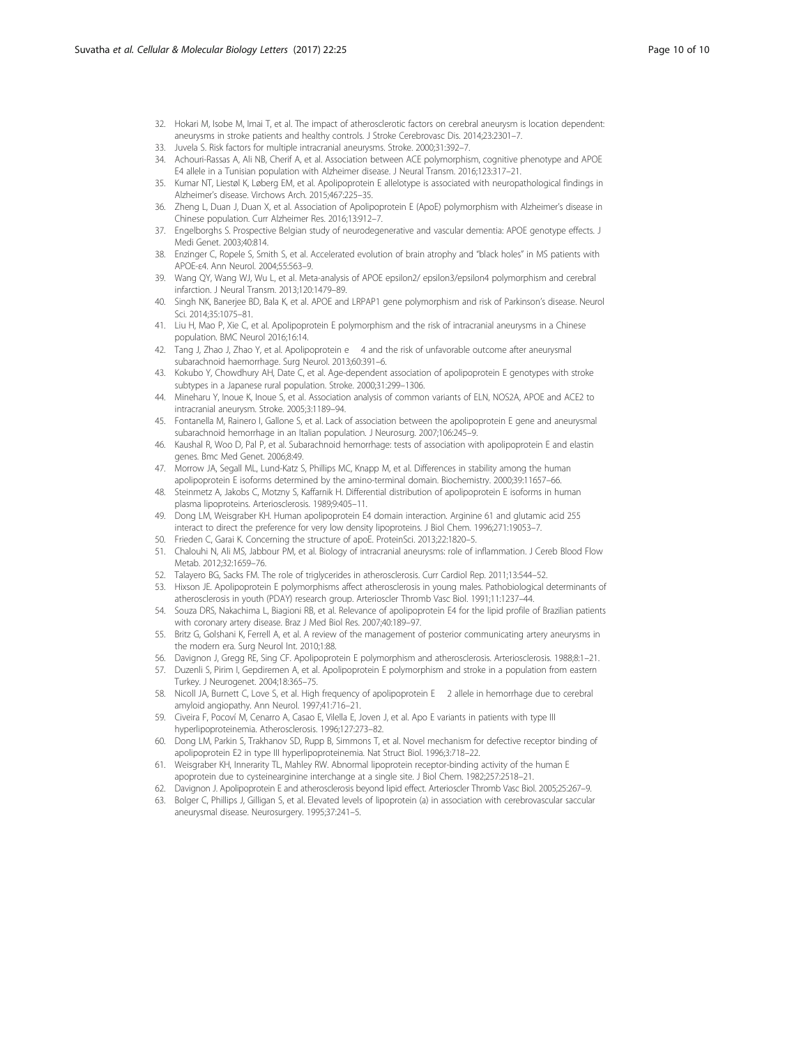32. Hokari M, Isobe M, Imai T, et al. The impact of atherosclerotic factors on cerebral aneurysm is location dependent: aneurysms in stroke patients and healthy controls. J Stroke Cerebrovasc Dis. 2014;23:2301–7.
33. Juvela S. Risk factors for multiple intracranial aneurysms. Stroke. 2000;31:392–7.
34. Achouri-Rassas A, Ali NB, Cherif A, et al. Association between ACE polymorphism, cognitive phenotype and APOE E4 allele in a Tunisian population with Alzheimer disease. J Neural Transm. 2016;123:317–21.
35. Kumar NT, Liestøl K, Løberg EM, et al. Apolipoprotein E allelotype is associated with neuropathological findings in Alzheimer's disease. Virchows Arch. 2015;467:225–35.
36. Zheng L, Duan J, Duan X, et al. Association of Apolipoprotein E (ApoE) polymorphism with Alzheimer's disease in Chinese population. Curr Alzheimer Res. 2016;13:912–7.
37. Engelborghs S. Prospective Belgian study of neurodegenerative and vascular dementia: APOE genotype effects. J Medi Genet. 2003;40:814.
38. Enzinger C, Ropele S, Smith S, et al. Accelerated evolution of brain atrophy and "black holes" in MS patients with APOE-ε4. Ann Neurol. 2004;55:563–9.
39. Wang QY, Wang WJ, Wu L, et al. Meta-analysis of APOE epsilon2/ epsilon3/epsilon4 polymorphism and cerebral infarction. J Neural Transm. 2013;120:1479–89.
40. Singh NK, Banerjee BD, Bala K, et al. APOE and LRPAP1 gene polymorphism and risk of Parkinson's disease. Neurol Sci. 2014;35:1075–81.
41. Liu H, Mao P, Xie C, et al. Apolipoprotein E polymorphism and the risk of intracranial aneurysms in a Chinese population. BMC Neurol 2016;16:14.
42. Tang J, Zhao J, Zhao Y, et al. Apolipoprotein e 4 and the risk of unfavorable outcome after aneurysmal subarachnoid haemorrhage. Surg Neurol. 2013;60:391–6.
43. Kokubo Y, Chowdhury AH, Date C, et al. Age-dependent association of apolipoprotein E genotypes with stroke subtypes in a Japanese rural population. Stroke. 2000;31:299–1306.
44. Mineharu Y, Inoue K, Inoue S, et al. Association analysis of common variants of ELN, NOS2A, APOE and ACE2 to intracranial aneurysm. Stroke. 2005;3:1189–94.
45. Fontanella M, Rainero I, Gallone S, et al. Lack of association between the apolipoprotein E gene and aneurysmal subarachnoid hemorrhage in an Italian population. J Neurosurg. 2007;106:245–9.
46. Kaushal R, Woo D, Pal P, et al. Subarachnoid hemorrhage: tests of association with apolipoprotein E and elastin genes. Bmc Med Genet. 2006;8:49.
47. Morrow JA, Segall ML, Lund-Katz S, Phillips MC, Knapp M, et al. Differences in stability among the human apolipoprotein E isoforms determined by the amino-terminal domain. Biochemistry. 2000;39:11657–66.
48. Steinmetz A, Jakobs C, Motzny S, Kaffarnik H. Differential distribution of apolipoprotein E isoforms in human plasma lipoproteins. Arteriosclerosis. 1989;9:405–11.
49. Dong LM, Weisgraber KH. Human apolipoprotein E4 domain interaction. Arginine 61 and glutamic acid 255 interact to direct the preference for very low density lipoproteins. J Biol Chem. 1996;271:19053–7.
50. Frieden C, Garai K. Concerning the structure of apoE. ProteinSci. 2013;22:1820–5.
51. Chalouhi N, Ali MS, Jabbour PM, et al. Biology of intracranial aneurysms: role of inflammation. J Cereb Blood Flow Metab. 2012;32:1659–76.
52. Talayero BG, Sacks FM. The role of triglycerides in atherosclerosis. Curr Cardiol Rep. 2011;13:544–52.
53. Hixson JE. Apolipoprotein E polymorphisms affect atherosclerosis in young males. Pathobiological determinants of atherosclerosis in youth (PDAY) research group. Arterioscler Thromb Vasc Biol. 1991;11:1237–44.
54. Souza DRS, Nakachima L, Biagioni RB, et al. Relevance of apolipoprotein E4 for the lipid profile of Brazilian patients with coronary artery disease. Braz J Med Biol Res. 2007;40:189–97.
55. Britz G, Golshani K, Ferrell A, et al. A review of the management of posterior communicating artery aneurysms in the modern era. Surg Neurol Int. 2010;1:88.
56. Davignon J, Gregg RE, Sing CF. Apolipoprotein E polymorphism and atherosclerosis. Arteriosclerosis. 1988;8:1–21.
57. Duzenli S, Pirim I, Gepdiremen A, et al. Apolipoprotein E polymorphism and stroke in a population from eastern Turkey. J Neurogenet. 2004;18:365–75.
58. Nicoll JA, Burnett C, Love S, et al. High frequency of apolipoprotein E 2 allele in hemorrhage due to cerebral amyloid angiopathy. Ann Neurol. 1997;41:716–21.
59. Civeira F, Pocoví M, Cenarro A, Casao E, Vilella E, Joven J, et al. Apo E variants in patients with type III hyperlipoproteinemia. Atherosclerosis. 1996;127:273–82.
60. Dong LM, Parkin S, Trakhanov SD, Rupp B, Simmons T, et al. Novel mechanism for defective receptor binding of apolipoprotein E2 in type III hyperlipoproteinemia. Nat Struct Biol. 1996;3:718–22.
61. Weisgraber KH, Innerarity TL, Mahley RW. Abnormal lipoprotein receptor-binding activity of the human E apoprotein due to cysteinearginine interchange at a single site. J Biol Chem. 1982;257:2518–21.
62. Davignon J. Apolipoprotein E and atherosclerosis beyond lipid effect. Arterioscler Thromb Vasc Biol. 2005;25:267–9.
63. Bolger C, Phillips J, Gilligan S, et al. Elevated levels of lipoprotein (a) in association with cerebrovascular saccular aneurysmal disease. Neurosurgery. 1995;37:241–5.